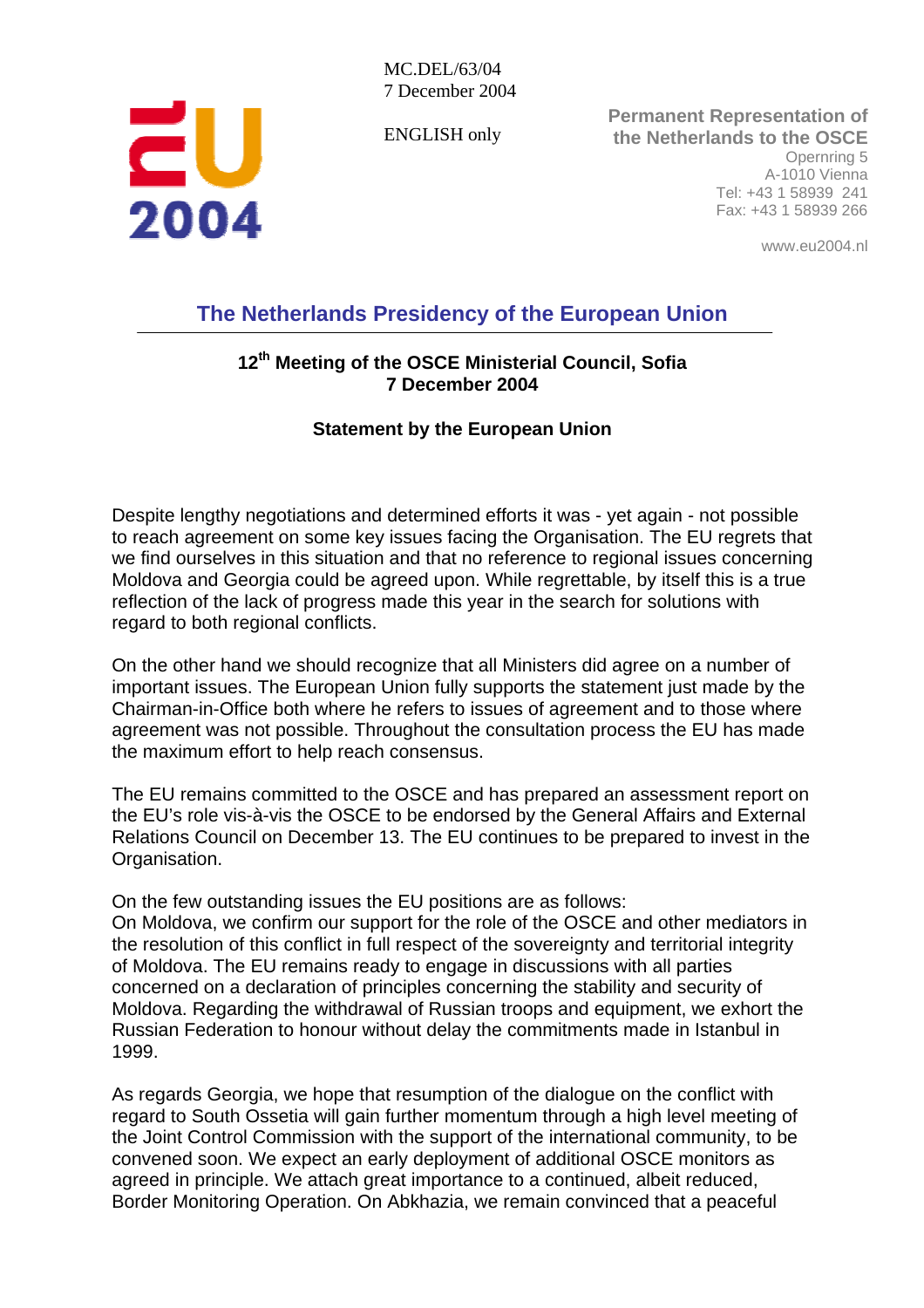MC.DEL/63/04
7 December 2004

ENGLISH only

**Permanent Representation of the Netherlands to the OSCE**
Opernring 5
A-1010 Vienna
Tel: +43 1 58939 241
Fax: +43 1 58939 266

www.eu2004.nl

## The Netherlands Presidency of the European Union

### 12th Meeting of the OSCE Ministerial Council, Sofia 7 December 2004

### Statement by the European Union

Despite lengthy negotiations and determined efforts it was - yet again - not possible to reach agreement on some key issues facing the Organisation. The EU regrets that we find ourselves in this situation and that no reference to regional issues concerning Moldova and Georgia could be agreed upon. While regrettable, by itself this is a true reflection of the lack of progress made this year in the search for solutions with regard to both regional conflicts.

On the other hand we should recognize that all Ministers did agree on a number of important issues. The European Union fully supports the statement just made by the Chairman-in-Office both where he refers to issues of agreement and to those where agreement was not possible. Throughout the consultation process the EU has made the maximum effort to help reach consensus.

The EU remains committed to the OSCE and has prepared an assessment report on the EU's role vis-à-vis the OSCE to be endorsed by the General Affairs and External Relations Council on December 13. The EU continues to be prepared to invest in the Organisation.

On the few outstanding issues the EU positions are as follows:
On Moldova, we confirm our support for the role of the OSCE and other mediators in the resolution of this conflict in full respect of the sovereignty and territorial integrity of Moldova. The EU remains ready to engage in discussions with all parties concerned on a declaration of principles concerning the stability and security of Moldova. Regarding the withdrawal of Russian troops and equipment, we exhort the Russian Federation to honour without delay the commitments made in Istanbul in 1999.

As regards Georgia, we hope that resumption of the dialogue on the conflict with regard to South Ossetia will gain further momentum through a high level meeting of the Joint Control Commission with the support of the international community, to be convened soon. We expect an early deployment of additional OSCE monitors as agreed in principle. We attach great importance to a continued, albeit reduced, Border Monitoring Operation. On Abkhazia, we remain convinced that a peaceful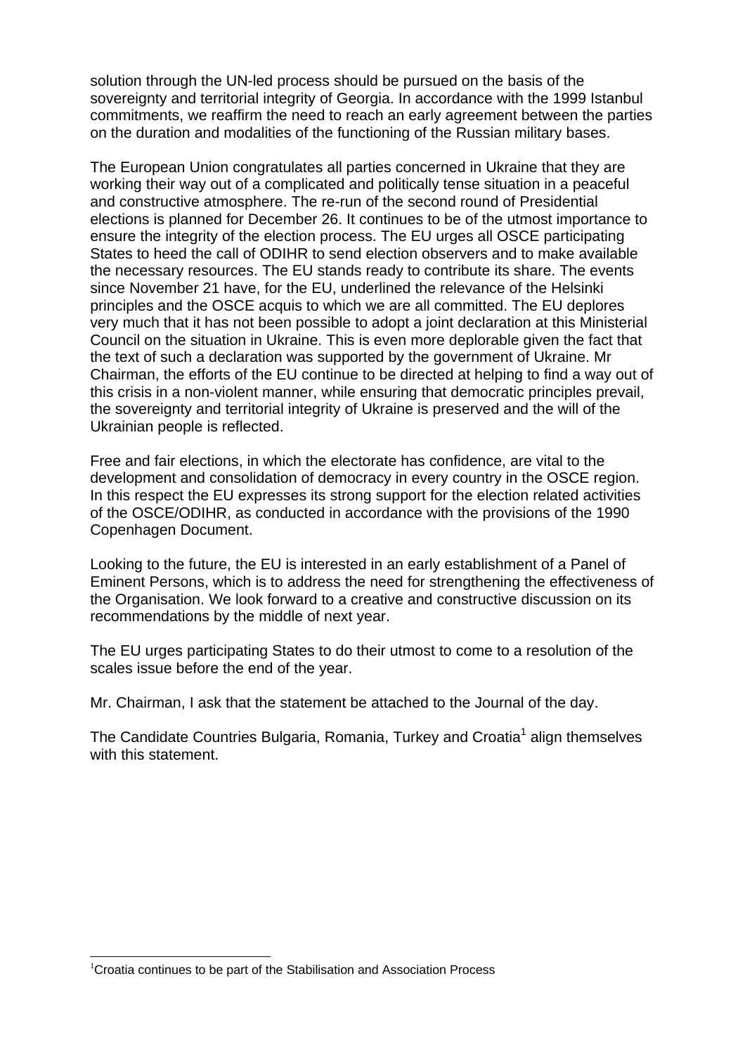solution through the UN-led process should be pursued on the basis of the sovereignty and territorial integrity of Georgia. In accordance with the 1999 Istanbul commitments, we reaffirm the need to reach an early agreement between the parties on the duration and modalities of the functioning of the Russian military bases.

The European Union congratulates all parties concerned in Ukraine that they are working their way out of a complicated and politically tense situation in a peaceful and constructive atmosphere. The re-run of the second round of Presidential elections is planned for December 26. It continues to be of the utmost importance to ensure the integrity of the election process. The EU urges all OSCE participating States to heed the call of ODIHR to send election observers and to make available the necessary resources. The EU stands ready to contribute its share. The events since November 21 have, for the EU, underlined the relevance of the Helsinki principles and the OSCE acquis to which we are all committed. The EU deplores very much that it has not been possible to adopt a joint declaration at this Ministerial Council on the situation in Ukraine. This is even more deplorable given the fact that the text of such a declaration was supported by the government of Ukraine. Mr Chairman, the efforts of the EU continue to be directed at helping to find a way out of this crisis in a non-violent manner, while ensuring that democratic principles prevail, the sovereignty and territorial integrity of Ukraine is preserved and the will of the Ukrainian people is reflected.

Free and fair elections, in which the electorate has confidence, are vital to the development and consolidation of democracy in every country in the OSCE region. In this respect the EU expresses its strong support for the election related activities of the OSCE/ODIHR, as conducted in accordance with the provisions of the 1990 Copenhagen Document.

Looking to the future, the EU is interested in an early establishment of a Panel of Eminent Persons, which is to address the need for strengthening the effectiveness of the Organisation. We look forward to a creative and constructive discussion on its recommendations by the middle of next year.

The EU urges participating States to do their utmost to come to a resolution of the scales issue before the end of the year.

Mr. Chairman, I ask that the statement be attached to the Journal of the day.

The Candidate Countries Bulgaria, Romania, Turkey and Croatia[1] align themselves with this statement.

---

[1]Croatia continues to be part of the Stabilisation and Association Process